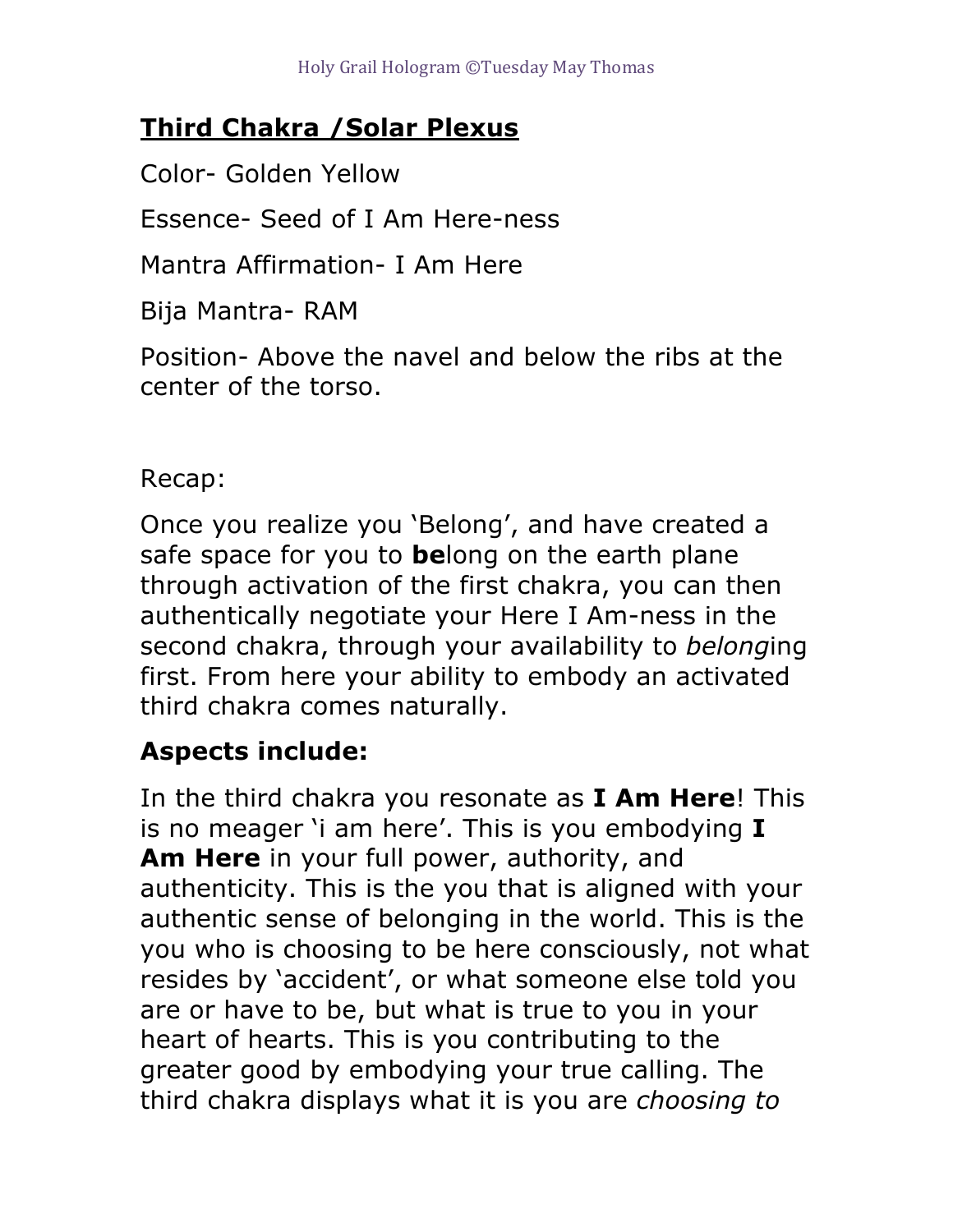## **Third Chakra /Solar Plexus**

Color- Golden Yellow

Essence- Seed of I Am Here-ness

Mantra Affirmation- I Am Here

Bija Mantra- RAM

Position- Above the navel and below the ribs at the center of the torso.

Recap:

Once you realize you 'Belong', and have created a safe space for you to **be**long on the earth plane through activation of the first chakra, you can then authentically negotiate your Here I Am-ness in the second chakra, through your availability to *belong*ing first. From here your ability to embody an activated third chakra comes naturally.

**Aspects include:**

In the third chakra you resonate as **I Am Here**! This is no meager 'i am here'. This is you embodying **I Am Here** in your full power, authority, and authenticity. This is the you that is aligned with your authentic sense of belonging in the world. This is the you who is choosing to be here consciously, not what resides by 'accident', or what someone else told you are or have to be, but what is true to you in your heart of hearts. This is you contributing to the greater good by embodying your true calling. The third chakra displays what it is you are *choosing to*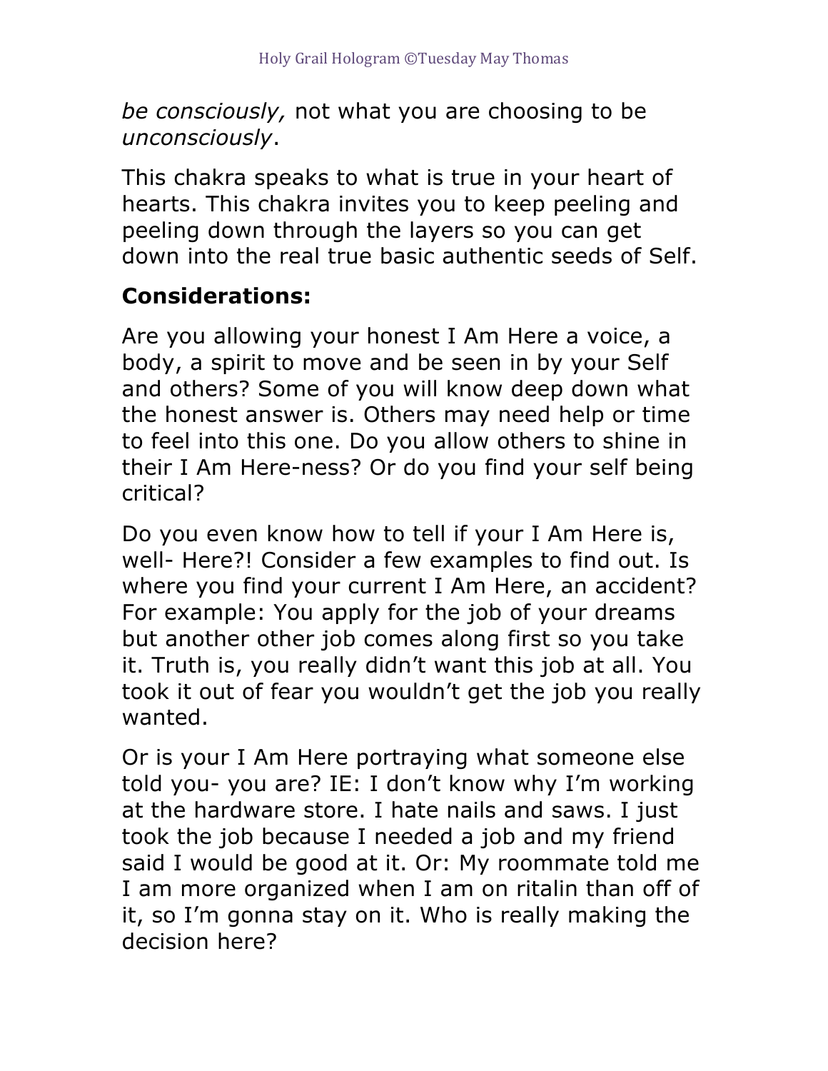*be consciously,* not what you are choosing to be *unconsciously*.

This chakra speaks to what is true in your heart of hearts. This chakra invites you to keep peeling and peeling down through the layers so you can get down into the real true basic authentic seeds of Self.

**Considerations:**

Are you allowing your honest I Am Here a voice, a body, a spirit to move and be seen in by your Self and others? Some of you will know deep down what the honest answer is. Others may need help or time to feel into this one. Do you allow others to shine in their I Am Here-ness? Or do you find your self being critical?

Do you even know how to tell if your I Am Here is, well- Here?! Consider a few examples to find out. Is where you find your current I Am Here, an accident? For example: You apply for the job of your dreams but another other job comes along first so you take it. Truth is, you really didn't want this job at all. You took it out of fear you wouldn't get the job you really wanted.

Or is your I Am Here portraying what someone else told you- you are? IE: I don't know why I'm working at the hardware store. I hate nails and saws. I just took the job because I needed a job and my friend said I would be good at it. Or: My roommate told me I am more organized when I am on ritalin than off of it, so I'm gonna stay on it. Who is really making the decision here?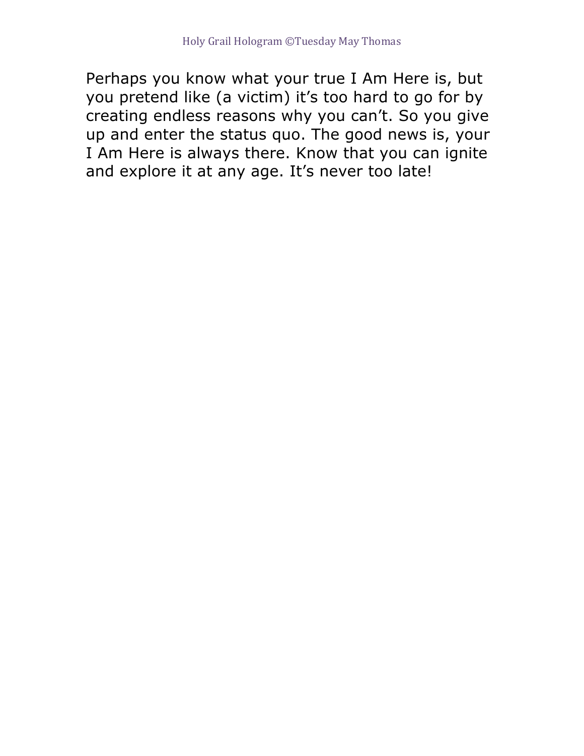Perhaps you know what your true I Am Here is, but you pretend like (a victim) it's too hard to go for by creating endless reasons why you can't. So you give up and enter the status quo. The good news is, your I Am Here is always there. Know that you can ignite and explore it at any age. It's never too late!